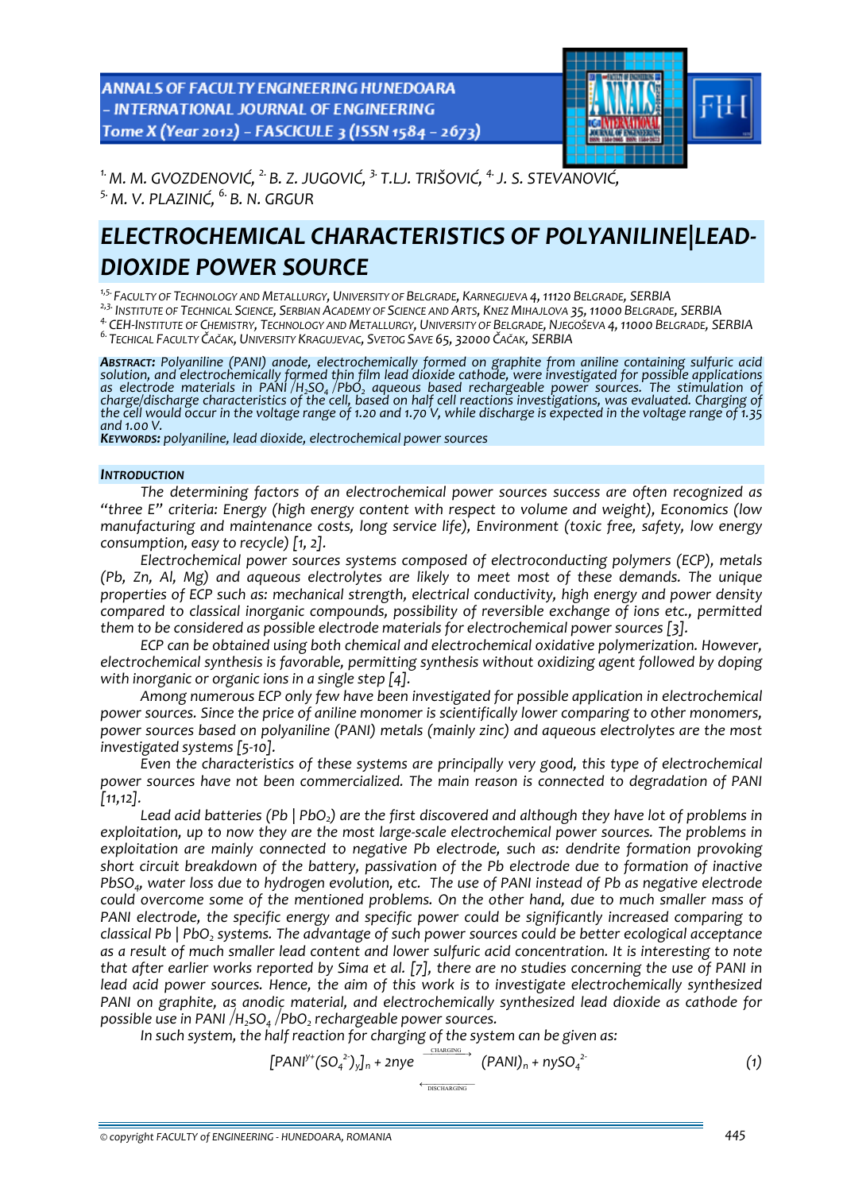[1.] M. M. GVOZDENOVIĆ, [2.] B. Z. JUGOVIĆ, [3.] T.LJ. TRIŠOVIĆ, [4.] J. S. STEVANOVIĆ, [5.] M. V. PLAZINIĆ, [6.] B. N. GRGUR

# ELECTROCHEMICAL CHARACTERISTICS OF POLYANILINE|LEAD-DIOXIDE POWER SOURCE

[1,5.] Faculty of Technology and Metallurgy, University of Belgrade, Karnegijeva 4, 11120 Belgrade, SERBIA
[2,3.] Institute of Technical Science, Serbian Academy of Science and Arts, Knez Mihajlova 35, 11000 Belgrade, SERBIA
[4.] CEH-Institute of Chemistry, Technology and Metallurgy, University of Belgrade, Njegoševa 4, 11000 Belgrade, SERBIA
[6.] Techical Faculty Čačak, University Kragujevac, Svetog Save 65, 32000 Čačak, SERBIA

***Abstract:*** *Polyaniline (PANI) anode, electrochemically formed on graphite from aniline containing sulfuric acid solution, and electrochemically formed thin film lead dioxide cathode, were investigated for possible applications as electrode materials in PANI /$H_2SO_4$ /$PbO_2$ aqueous based rechargeable power sources. The stimulation of charge/discharge characteristics of the cell, based on half cell reactions investigations, was evaluated. Charging of the cell would occur in the voltage range of 1.20 and 1.70 V, while discharge is expected in the voltage range of 1.35 and 1.00 V.*

***Keywords:*** *polyaniline, lead dioxide, electrochemical power sources*

## INTRODUCTION

*The determining factors of an electrochemical power sources success are often recognized as "three E" criteria: Energy (high energy content with respect to volume and weight), Economics (low manufacturing and maintenance costs, long service life), Environment (toxic free, safety, low energy consumption, easy to recycle) [1, 2].*

*Electrochemical power sources systems composed of electroconducting polymers (ECP), metals (Pb, Zn, Al, Mg) and aqueous electrolytes are likely to meet most of these demands. The unique properties of ECP such as: mechanical strength, electrical conductivity, high energy and power density compared to classical inorganic compounds, possibility of reversible exchange of ions etc., permitted them to be considered as possible electrode materials for electrochemical power sources [3].*

*ECP can be obtained using both chemical and electrochemical oxidative polymerization. However, electrochemical synthesis is favorable, permitting synthesis without oxidizing agent followed by doping with inorganic or organic ions in a single step [4].*

*Among numerous ECP only few have been investigated for possible application in electrochemical power sources. Since the price of aniline monomer is scientifically lower comparing to other monomers, power sources based on polyaniline (PANI) metals (mainly zinc) and aqueous electrolytes are the most investigated systems [5-10].*

*Even the characteristics of these systems are principally very good, this type of electrochemical power sources have not been commercialized. The main reason is connected to degradation of PANI [11,12].*

*Lead acid batteries (Pb | $PbO_2$) are the first discovered and although they have lot of problems in exploitation, up to now they are the most large-scale electrochemical power sources. The problems in exploitation are mainly connected to negative Pb electrode, such as: dendrite formation provoking short circuit breakdown of the battery, passivation of the Pb electrode due to formation of inactive $PbSO_4$, water loss due to hydrogen evolution, etc. The use of PANI instead of Pb as negative electrode could overcome some of the mentioned problems. On the other hand, due to much smaller mass of PANI electrode, the specific energy and specific power could be significantly increased comparing to classical Pb | $PbO_2$ systems. The advantage of such power sources could be better ecological acceptance as a result of much smaller lead content and lower sulfuric acid concentration. It is interesting to note that after earlier works reported by Sima et al. [7], there are no studies concerning the use of PANI in lead acid power sources. Hence, the aim of this work is to investigate electrochemically synthesized PANI on graphite, as anodic material, and electrochemically synthesized lead dioxide as cathode for possible use in PANI /$H_2SO_4$ /$PbO_2$ rechargeable power sources.*

*In such system, the half reaction for charging of the system can be given as:*

$$[PANI^{y+}(SO_4^{2-})_y]_n + 2nye \underset{\text{DISCHARGING}}{\overset{\text{CHARGING}}{\rightleftharpoons}} (PANI)_n + nySO_4^{2-} \qquad (1)$$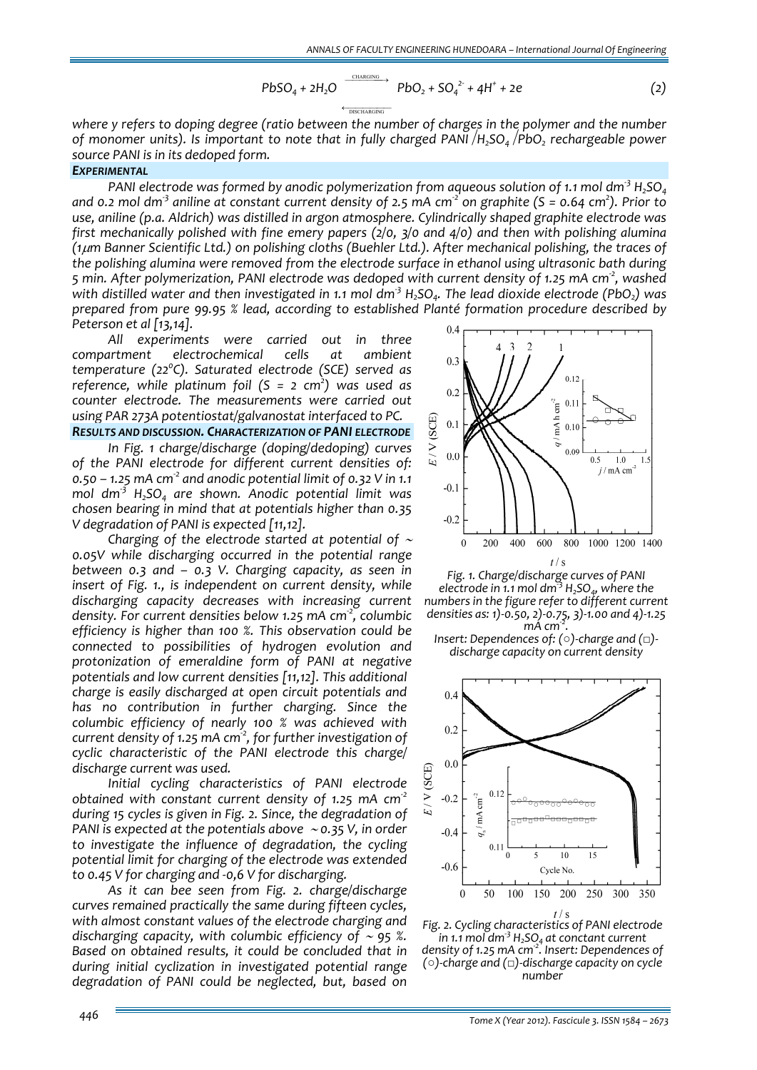$$PbSO_4 + 2H_2O \underset{\text{DISCHARGING}}{\overset{\text{CHARGING}}{\rightleftarrows}} PbO_2 + SO_4^{2-} + 4H^+ + 2e \qquad (2)$$

*where y refers to doping degree (ratio between the number of charges in the polymer and the number of monomer units). Is important to note that in fully charged PANI /$H_2SO_4$ /$PbO_2$ rechargeable power source PANI is in its dedoped form.*

## EXPERIMENTAL

*PANI electrode was formed by anodic polymerization from aqueous solution of 1.1 mol dm$^{-3}$ $H_2SO_4$ and 0.2 mol dm$^{-3}$ aniline at constant current density of 2.5 mA cm$^{-2}$ on graphite (S = 0.64 cm$^2$). Prior to use, aniline (p.a. Aldrich) was distilled in argon atmosphere. Cylindrically shaped graphite electrode was first mechanically polished with fine emery papers (2/0, 3/0 and 4/0) and then with polishing alumina (1μm Banner Scientific Ltd.) on polishing cloths (Buehler Ltd.). After mechanical polishing, the traces of the polishing alumina were removed from the electrode surface in ethanol using ultrasonic bath during 5 min. After polymerization, PANI electrode was dedoped with current density of 1.25 mA cm$^{-2}$, washed with distilled water and then investigated in 1.1 mol dm$^{-3}$ $H_2SO_4$. The lead dioxide electrode ($PbO_2$) was prepared from pure 99.95 % lead, according to established Planté formation procedure described by Peterson et al [13,14].*

*All experiments were carried out in three compartment electrochemical cells at ambient temperature (22$^o$C). Saturated electrode (SCE) served as reference, while platinum foil (S = 2 cm$^2$) was used as counter electrode. The measurements were carried out using PAR 273A potentiostat/galvanostat interfaced to PC.*

## RESULTS AND DISCUSSION. CHARACTERIZATION OF PANI ELECTRODE

*In Fig. 1 charge/discharge (doping/dedoping) curves of the PANI electrode for different current densities of: 0.50 – 1.25 mA cm$^{-2}$ and anodic potential limit of 0.32 V in 1.1 mol dm$^{-3}$ $H_2SO_4$ are shown. Anodic potential limit was chosen bearing in mind that at potentials higher than 0.35 V degradation of PANI is expected [11,12].*

*Charging of the electrode started at potential of ~ 0.05V while discharging occurred in the potential range between 0.3 and – 0.3 V. Charging capacity, as seen in insert of Fig. 1., is independent on current density, while discharging capacity decreases with increasing current density. For current densities below 1.25 mA cm$^{-2}$, columbic efficiency is higher than 100 %. This observation could be connected to possibilities of hydrogen evolution and protonization of emeraldine form of PANI at negative potentials and low current densities [11,12]. This additional charge is easily discharged at open circuit potentials and has no contribution in further charging. Since the columbic efficiency of nearly 100 % was achieved with current density of 1.25 mA cm$^{-2}$, for further investigation of cyclic characteristic of the PANI electrode this charge/ discharge current was used.*

*Initial cycling characteristics of PANI electrode obtained with constant current density of 1.25 mA cm$^{-2}$ during 15 cycles is given in Fig. 2. Since, the degradation of PANI is expected at the potentials above ~0.35 V, in order to investigate the influence of degradation, the cycling potential limit for charging of the electrode was extended to 0.45 V for charging and -0,6 V for discharging.*

*As it can bee seen from Fig. 2. charge/discharge curves remained practically the same during fifteen cycles, with almost constant values of the electrode charging and discharging capacity, with columbic efficiency of ~ 95 %. Based on obtained results, it could be concluded that in during initial cyclization in investigated potential range degradation of PANI could be neglected, but, based on*

*Fig. 1. Charge/discharge curves of PANI electrode in 1.1 mol dm$^{-3}$ $H_2SO_4$, where the numbers in the figure refer to different current densities as: 1)-0.50, 2)-0.75, 3)-1.00 and 4)-1.25 mA cm$^{-2}$.*
*Insert: Dependences of: (○)-charge and (□)-discharge capacity on current density*

*Fig. 2. Cycling characteristics of PANI electrode in 1.1 mol dm$^{-3}$ $H_2SO_4$ at conctant current density of 1.25 mA cm$^{-2}$. Insert: Dependences of (○)-charge and (□)-discharge capacity on cycle number*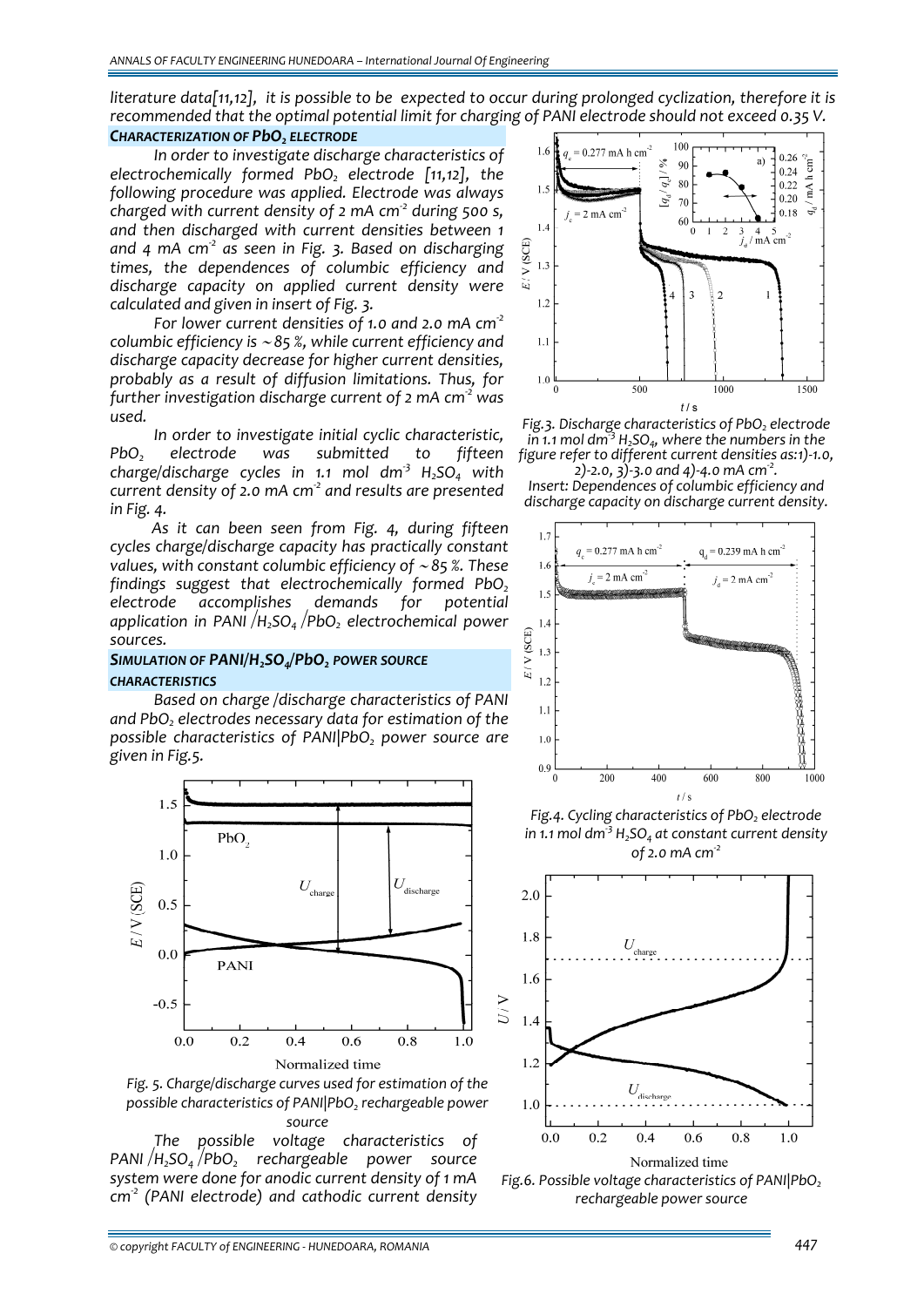literature data[11,12], it is possible to be expected to occur during prolonged cyclization, therefore it is recommended that the optimal potential limit for charging of PANI electrode should not exceed 0.35 V.

### CHARACTERIZATION OF $PbO_2$ ELECTRODE

In order to investigate discharge characteristics of electrochemically formed $PbO_2$ electrode [11,12], the following procedure was applied. Electrode was always charged with current density of 2 mA $cm^{-2}$ during 500 s, and then discharged with current densities between 1 and 4 mA $cm^{-2}$ as seen in Fig. 3. Based on discharging times, the dependences of columbic efficiency and discharge capacity on applied current density were calculated and given in insert of Fig. 3.

For lower current densities of 1.0 and 2.0 mA $cm^{-2}$ columbic efficiency is ~85 %, while current efficiency and discharge capacity decrease for higher current densities, probably as a result of diffusion limitations. Thus, for further investigation discharge current of 2 mA $cm^{-2}$ was used.

In order to investigate initial cyclic characteristic, $PbO_2$ electrode was submitted to fifteen charge/discharge cycles in 1.1 mol $dm^{-3}$ $H_2SO_4$ with current density of 2.0 mA $cm^{-2}$ and results are presented in Fig. 4.

As it can been seen from Fig. 4, during fifteen cycles charge/discharge capacity has practically constant values, with constant columbic efficiency of ~85 %. These findings suggest that electrochemically formed $PbO_2$ electrode accomplishes demands for potential application in PANI /$H_2SO_4$ /$PbO_2$ electrochemical power sources.

Fig.3. Discharge characteristics of $PbO_2$ electrode in 1.1 mol $dm^{-3}$ $H_2SO_4$, where the numbers in the figure refer to different current densities as:1)-1.0, 2)-2.0, 3)-3.0 and 4)-4.0 mA $cm^{-2}$. Insert: Dependences of columbic efficiency and discharge capacity on discharge current density.

Fig.4. Cycling characteristics of $PbO_2$ electrode in 1.1 mol $dm^{-3}$ $H_2SO_4$ at constant current density of 2.0 mA $cm^{-2}$

### SIMULATION OF PANI/$H_2SO_4$/$PbO_2$ POWER SOURCE CHARACTERISTICS

Based on charge /discharge characteristics of PANI and $PbO_2$ electrodes necessary data for estimation of the possible characteristics of PANI|$PbO_2$ power source are given in Fig.5.

Fig. 5. Charge/discharge curves used for estimation of the possible characteristics of PANI|$PbO_2$ rechargeable power source

Fig.6. Possible voltage characteristics of PANI|$PbO_2$ rechargeable power source

The possible voltage characteristics of PANI /$H_2SO_4$ /$PbO_2$ rechargeable power source system were done for anodic current density of 1 mA $cm^{-2}$ (PANI electrode) and cathodic current density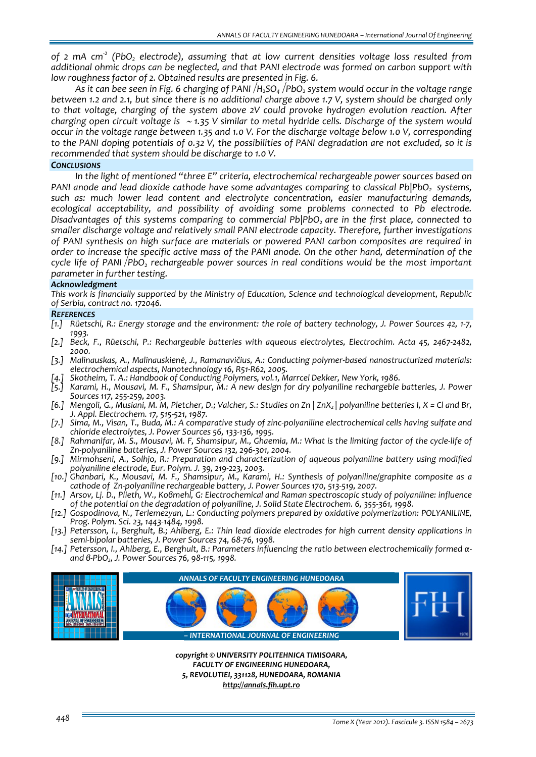*of 2 mA cm$^{-2}$ ($PbO_2$ electrode), assuming that at low current densities voltage loss resulted from additional ohmic drops can be neglected, and that PANI electrode was formed on carbon support with low roughness factor of 2. Obtained results are presented in Fig. 6.*

*As it can bee seen in Fig. 6 charging of PANI /$H_2SO_4$ /$PbO_2$ system would occur in the voltage range between 1.2 and 2.1, but since there is no additional charge above 1.7 V, system should be charged only to that voltage, charging of the system above 2V could provoke hydrogen evolution reaction. After charging open circuit voltage is ~1.35 V similar to metal hydride cells. Discharge of the system would occur in the voltage range between 1.35 and 1.0 V. For the discharge voltage below 1.0 V, corresponding to the PANI doping potentials of 0.32 V, the possibilities of PANI degradation are not excluded, so it is recommended that system should be discharge to 1.0 V.*

## CONCLUSIONS

*In the light of mentioned "three E" criteria, electrochemical rechargeable power sources based on PANI anode and lead dioxide cathode have some advantages comparing to classical Pb|$PbO_2$ systems, such as: much lower lead content and electrolyte concentration, easier manufacturing demands, ecological acceptability, and possibility of avoiding some problems connected to Pb electrode. Disadvantages of this systems comparing to commercial Pb|$PbO_2$ are in the first place, connected to smaller discharge voltage and relatively small PANI electrode capacity. Therefore, further investigations of PANI synthesis on high surface are materials or powered PANI carbon composites are required in order to increase the specific active mass of the PANI anode. On the other hand, determination of the cycle life of PANI /$PbO_2$ rechargeable power sources in real conditions would be the most important parameter in further testing.*

## Acknowledgment

*This work is financially supported by the Ministry of Education, Science and technological development, Republic of Serbia, contract no. 172046.*

## REFERENCES

- [1.] Rüetschi, R.: Energy storage and the environment: the role of battery technology, J. Power Sources 42, 1-7, 1993.
- [2.] Beck, F., Rüetschi, P.: Rechargeable batteries with aqueous electrolytes, Electrochim. Acta 45, 2467-2482, 2000.
- [3.] Malinauskas, A., Malinauskienė, J., Ramanavičius, A.: Conducting polymer-based nanostructurized materials: electrochemical aspects, Nanotechnology 16, R51-R62, 2005.
- [4.] Skotheim, T. A.: Handbook of Conducting Polymers, vol.1, Marrcel Dekker, New York, 1986.
- [5.] Karami, H., Mousavi, M. F., Shamsipur, M.: A new design for dry polyaniline rechargeble batteries, J. Power Sources 117, 255-259, 2003.
- [6.] Mengoli, G., Musiani, M. M, Pletcher, D.; Valcher, S.: Studies on Zn | $ZnX_2$ | polyaniline betteries I, X = Cl and Br, J. Appl. Electrochem. 17, 515-521, 1987.
- [7.] Sima, M., Visan, T., Buda, M.: A comparative study of zinc-polyaniline electrochemical cells having sulfate and chloride electrolytes, J. Power Sources 56, 133-136, 1995.
- [8.] Rahmanifar, M. S., Mousavi, M. F, Shamsipur, M., Ghaemia, M.: What is the limiting factor of the cycle-life of Zn-polyaniline batteries, J. Power Sources 132, 296-301, 2004.
- [9.] Mirmohseni, A., Solhjo, R.: Preparation and characterization of aqueous polyaniline battery using modified polyaniline electrode, Eur. Polym. J. 39, 219-223, 2003.
- [10.] Ghanbari, K., Mousavi, M. F., Shamsipur, M., Karami, H.: Synthesis of polyaniline/graphite composite as a cathode of Zn-polyaniline rechargeable battery, J. Power Sources 170, 513-519, 2007.
- [11.] Arsov, Lj. D., Plieth, W., Koßmehl, G: Electrochemical and Raman spectroscopic study of polyaniline: influence of the potential on the degradation of polyaniline, J. Solid State Electrochem. 6, 355-361, 1998.
- [12.] Gospodinova, N., Terlemezyan, L.: Conducting polymers prepared by oxidative polymerization: POLYANILINE, Prog. Polym. Sci. 23, 1443-1484, 1998.
- [13.] Petersson, I., Berghult, B.; Ahlberg, E.: Thin lead dioxide electrodes for high current density applications in semi-bipolar batteries, J. Power Sources 74, 68-76, 1998.
- [14.] Petersson, I., Ahlberg, E., Berghult, B.: Parameters influencing the ratio between electrochemically formed α- and β-$PbO_2$, J. Power Sources 76, 98-115, 1998.

ANNALS OF FACULTY ENGINEERING HUNEDOARA – INTERNATIONAL JOURNAL OF ENGINEERING

copyright © UNIVERSITY POLITEHNICA TIMISOARA, FACULTY OF ENGINEERING HUNEDOARA, 5, REVOLUTIEI, 331128, HUNEDOARA, ROMANIA
http://annals.fih.upt.ro